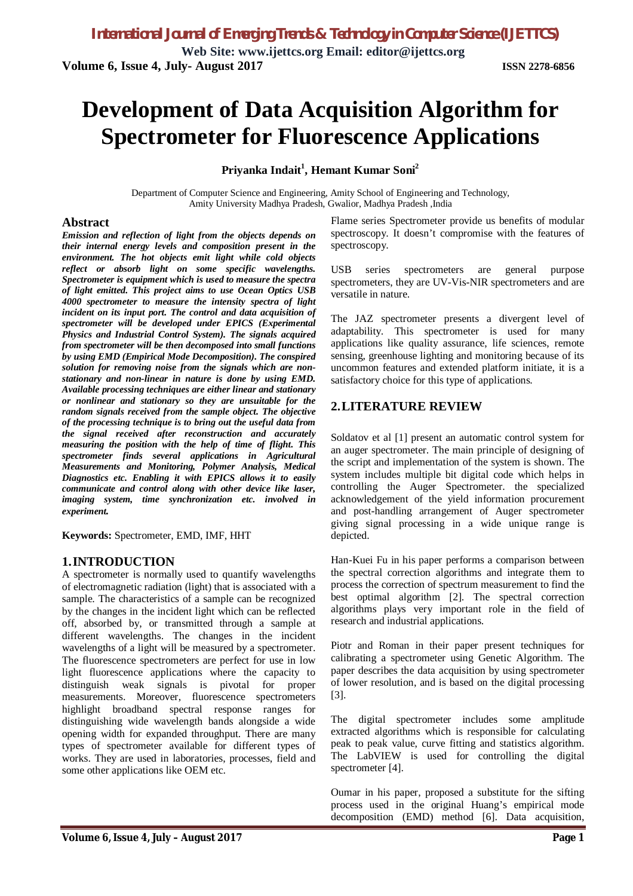# Development of Data Acquisition Algorithm for Spectrometer for Fluorescence Applications

**Priyanka Indait[1], Hemant Kumar Soni[2]**

Department of Computer Science and Engineering, Amity School of Engineering and Technology, Amity University Madhya Pradesh, Gwalior, Madhya Pradesh ,India

## Abstract

***Emission and reflection of light from the objects depends on their internal energy levels and composition present in the environment. The hot objects emit light while cold objects reflect or absorb light on some specific wavelengths. Spectrometer is equipment which is used to measure the spectra of light emitted. This project aims to use Ocean Optics USB 4000 spectrometer to measure the intensity spectra of light incident on its input port. The control and data acquisition of spectrometer will be developed under EPICS (Experimental Physics and Industrial Control System). The signals acquired from spectrometer will be then decomposed into small functions by using EMD (Empirical Mode Decomposition). The conspired solution for removing noise from the signals which are non-stationary and non-linear in nature is done by using EMD. Available processing techniques are either linear and stationary or nonlinear and stationary so they are unsuitable for the random signals received from the sample object. The objective of the processing technique is to bring out the useful data from the signal received after reconstruction and accurately measuring the position with the help of time of flight. This spectrometer finds several applications in Agricultural Measurements and Monitoring, Polymer Analysis, Medical Diagnostics etc. Enabling it with EPICS allows it to easily communicate and control along with other device like laser, imaging system, time synchronization etc. involved in experiment.***

**Keywords:** Spectrometer, EMD, IMF, HHT

## 1. INTRODUCTION

A spectrometer is normally used to quantify wavelengths of electromagnetic radiation (light) that is associated with a sample. The characteristics of a sample can be recognized by the changes in the incident light which can be reflected off, absorbed by, or transmitted through a sample at different wavelengths. The changes in the incident wavelengths of a light will be measured by a spectrometer. The fluorescence spectrometers are perfect for use in low light fluorescence applications where the capacity to distinguish weak signals is pivotal for proper measurements. Moreover, fluorescence spectrometers highlight broadband spectral response ranges for distinguishing wide wavelength bands alongside a wide opening width for expanded throughput. There are many types of spectrometer available for different types of works. They are used in laboratories, processes, field and some other applications like OEM etc.

Flame series Spectrometer provide us benefits of modular spectroscopy. It doesn't compromise with the features of spectroscopy.

USB series spectrometers are general purpose spectrometers, they are UV-Vis-NIR spectrometers and are versatile in nature.

The JAZ spectrometer presents a divergent level of adaptability. This spectrometer is used for many applications like quality assurance, life sciences, remote sensing, greenhouse lighting and monitoring because of its uncommon features and extended platform initiate, it is a satisfactory choice for this type of applications.

## 2. LITERATURE REVIEW

Soldatov et al [1] present an automatic control system for an auger spectrometer. The main principle of designing of the script and implementation of the system is shown. The system includes multiple bit digital code which helps in controlling the Auger Spectrometer. the specialized acknowledgement of the yield information procurement and post-handling arrangement of Auger spectrometer giving signal processing in a wide unique range is depicted.

Han-Kuei Fu in his paper performs a comparison between the spectral correction algorithms and integrate them to process the correction of spectrum measurement to find the best optimal algorithm [2]. The spectral correction algorithms plays very important role in the field of research and industrial applications.

Piotr and Roman in their paper present techniques for calibrating a spectrometer using Genetic Algorithm. The paper describes the data acquisition by using spectrometer of lower resolution, and is based on the digital processing [3].

The digital spectrometer includes some amplitude extracted algorithms which is responsible for calculating peak to peak value, curve fitting and statistics algorithm. The LabVIEW is used for controlling the digital spectrometer [4].

Oumar in his paper, proposed a substitute for the sifting process used in the original Huang's empirical mode decomposition (EMD) method [6]. Data acquisition,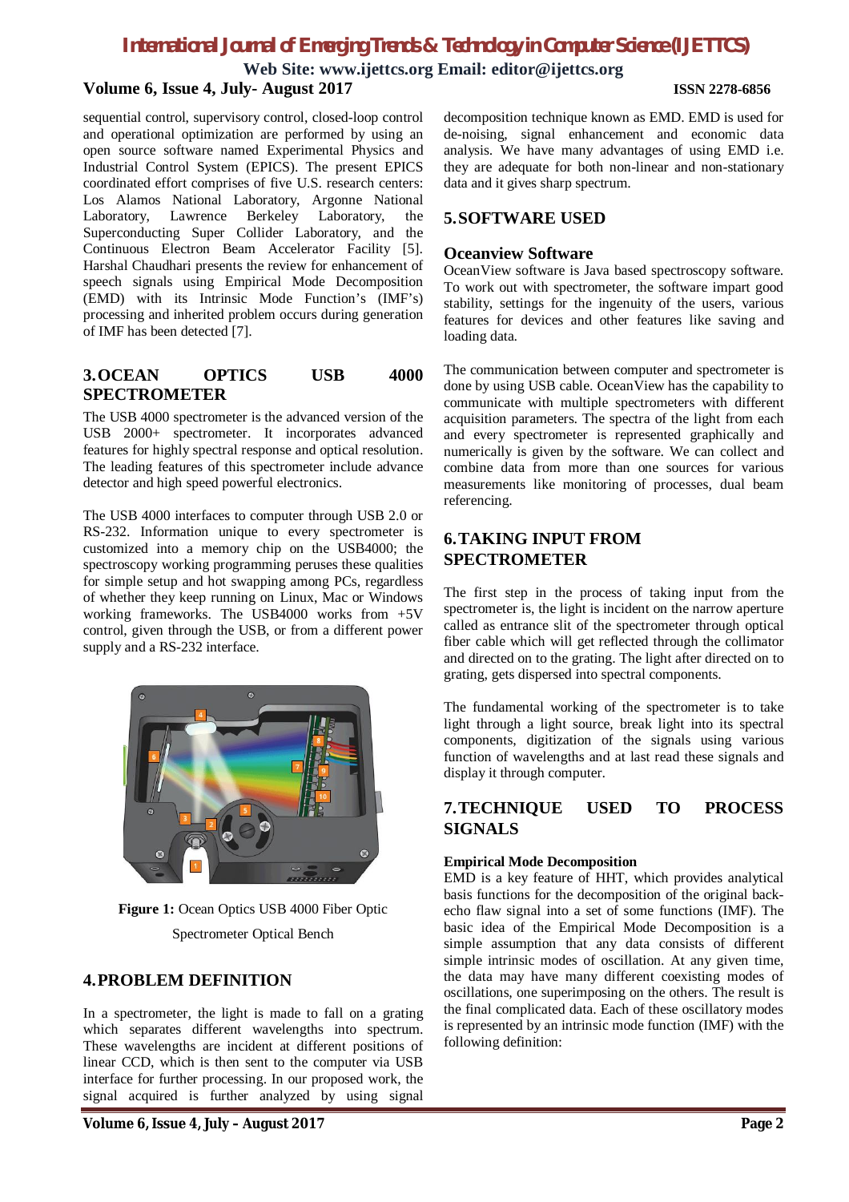sequential control, supervisory control, closed-loop control and operational optimization are performed by using an open source software named Experimental Physics and Industrial Control System (EPICS). The present EPICS coordinated effort comprises of five U.S. research centers: Los Alamos National Laboratory, Argonne National Laboratory, Lawrence Berkeley Laboratory, the Superconducting Super Collider Laboratory, and the Continuous Electron Beam Accelerator Facility [5]. Harshal Chaudhari presents the review for enhancement of speech signals using Empirical Mode Decomposition (EMD) with its Intrinsic Mode Function's (IMF's) processing and inherited problem occurs during generation of IMF has been detected [7].

## 3. OCEAN OPTICS USB 4000 SPECTROMETER

The USB 4000 spectrometer is the advanced version of the USB 2000+ spectrometer. It incorporates advanced features for highly spectral response and optical resolution. The leading features of this spectrometer include advance detector and high speed powerful electronics.

The USB 4000 interfaces to computer through USB 2.0 or RS-232. Information unique to every spectrometer is customized into a memory chip on the USB4000; the spectroscopy working programming peruses these qualities for simple setup and hot swapping among PCs, regardless of whether they keep running on Linux, Mac or Windows working frameworks. The USB4000 works from +5V control, given through the USB, or from a different power supply and a RS-232 interface.

**Figure 1:** Ocean Optics USB 4000 Fiber Optic Spectrometer Optical Bench

## 4. PROBLEM DEFINITION

In a spectrometer, the light is made to fall on a grating which separates different wavelengths into spectrum. These wavelengths are incident at different positions of linear CCD, which is then sent to the computer via USB interface for further processing. In our proposed work, the signal acquired is further analyzed by using signal decomposition technique known as EMD. EMD is used for de-noising, signal enhancement and economic data analysis. We have many advantages of using EMD i.e. they are adequate for both non-linear and non-stationary data and it gives sharp spectrum.

## 5. SOFTWARE USED

### Oceanview Software

OceanView software is Java based spectroscopy software. To work out with spectrometer, the software impart good stability, settings for the ingenuity of the users, various features for devices and other features like saving and loading data.

The communication between computer and spectrometer is done by using USB cable. OceanView has the capability to communicate with multiple spectrometers with different acquisition parameters. The spectra of the light from each and every spectrometer is represented graphically and numerically is given by the software. We can collect and combine data from more than one sources for various measurements like monitoring of processes, dual beam referencing.

## 6. TAKING INPUT FROM SPECTROMETER

The first step in the process of taking input from the spectrometer is, the light is incident on the narrow aperture called as entrance slit of the spectrometer through optical fiber cable which will get reflected through the collimator and directed on to the grating. The light after directed on to grating, gets dispersed into spectral components.

The fundamental working of the spectrometer is to take light through a light source, break light into its spectral components, digitization of the signals using various function of wavelengths and at last read these signals and display it through computer.

## 7. TECHNIQUE USED TO PROCESS SIGNALS

**Empirical Mode Decomposition**

EMD is a key feature of HHT, which provides analytical basis functions for the decomposition of the original back-echo flaw signal into a set of some functions (IMF). The basic idea of the Empirical Mode Decomposition is a simple assumption that any data consists of different simple intrinsic modes of oscillation. At any given time, the data may have many different coexisting modes of oscillations, one superimposing on the others. The result is the final complicated data. Each of these oscillatory modes is represented by an intrinsic mode function (IMF) with the following definition: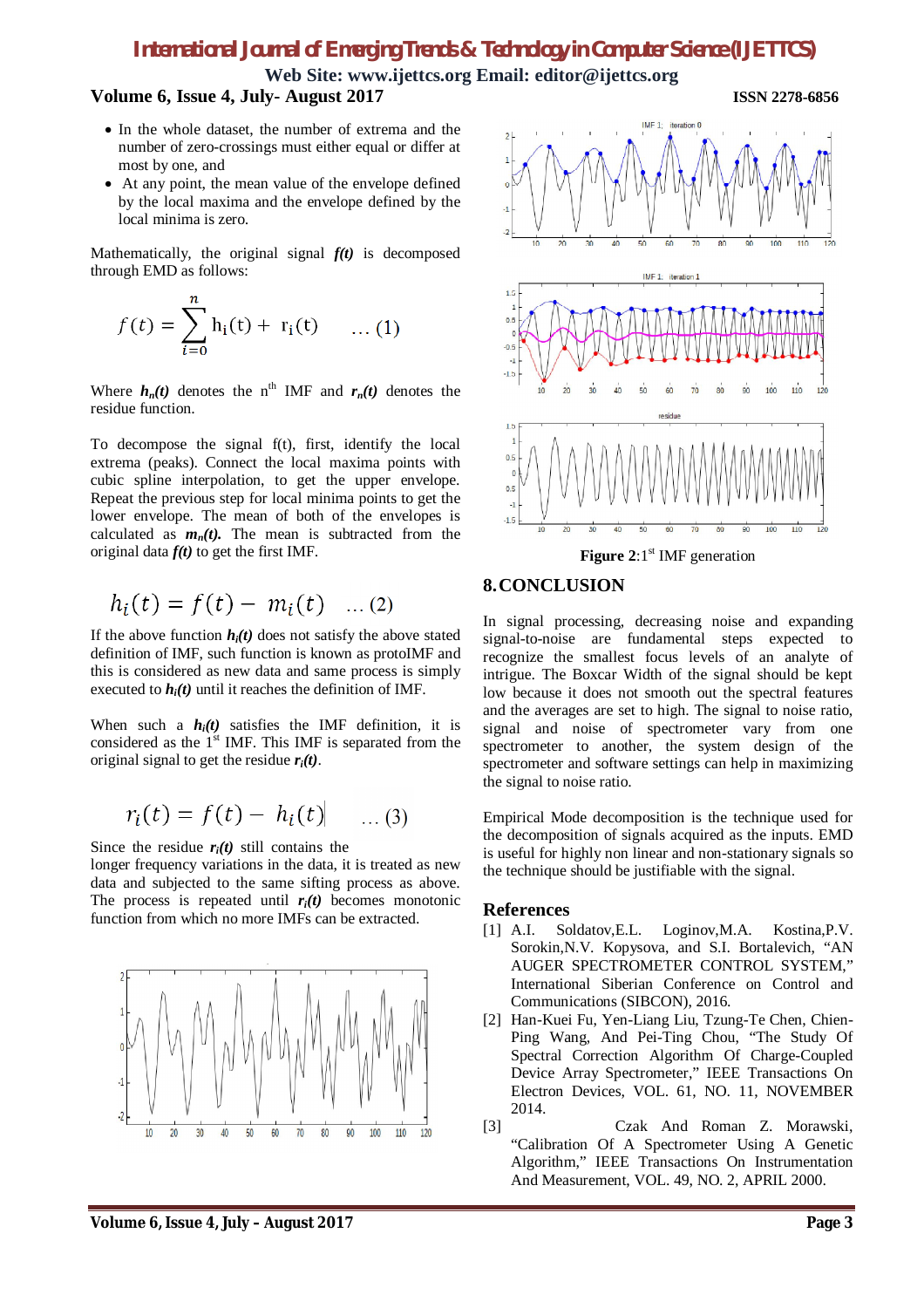- In the whole dataset, the number of extrema and the number of zero-crossings must either equal or differ at most by one, and
- At any point, the mean value of the envelope defined by the local maxima and the envelope defined by the local minima is zero.

Mathematically, the original signal ***f(t)*** is decomposed through EMD as follows:

$$f(t) = \sum_{i=0}^{n} h_i(t) + r_i(t) \quad \dots (1)$$

Where $h_n(t)$ denotes the n[th] IMF and $r_n(t)$ denotes the residue function.

To decompose the signal f(t), first, identify the local extrema (peaks). Connect the local maxima points with cubic spline interpolation, to get the upper envelope. Repeat the previous step for local minima points to get the lower envelope. The mean of both of the envelopes is calculated as $m_n(t)$. The mean is subtracted from the original data ***f(t)*** to get the first IMF.

$$h_i(t) = f(t) - m_i(t) \quad \dots (2)$$

If the above function $h_i(t)$ does not satisfy the above stated definition of IMF, such function is known as protoIMF and this is considered as new data and same process is simply executed to $h_i(t)$ until it reaches the definition of IMF.

When such a $h_i(t)$ satisfies the IMF definition, it is considered as the 1[st] IMF. This IMF is separated from the original signal to get the residue $r_i(t)$.

$$r_i(t) = f(t) - h_i(t) \quad \dots (3)$$

Since the residue $r_i(t)$ still contains the longer frequency variations in the data, it is treated as new data and subjected to the same sifting process as above. The process is repeated until $r_i(t)$ becomes monotonic function from which no more IMFs can be extracted.

**Figure 2**:1[st] IMF generation

## 8. CONCLUSION

In signal processing, decreasing noise and expanding signal-to-noise are fundamental steps expected to recognize the smallest focus levels of an analyte of intrigue. The Boxcar Width of the signal should be kept low because it does not smooth out the spectral features and the averages are set to high. The signal to noise ratio, signal and noise of spectrometer vary from one spectrometer to another, the system design of the spectrometer and software settings can help in maximizing the signal to noise ratio.

Empirical Mode decomposition is the technique used for the decomposition of signals acquired as the inputs. EMD is useful for highly non linear and non-stationary signals so the technique should be justifiable with the signal.

## References

[1] A.I. Soldatov,E.L. Loginov,M.A. Kostina,P.V. Sorokin,N.V. Kopysova, and S.I. Bortalevich, "AN AUGER SPECTROMETER CONTROL SYSTEM," International Siberian Conference on Control and Communications (SIBCON), 2016.

[2] Han-Kuei Fu, Yen-Liang Liu, Tzung-Te Chen, Chien-Ping Wang, And Pei-Ting Chou, "The Study Of Spectral Correction Algorithm Of Charge-Coupled Device Array Spectrometer," IEEE Transactions On Electron Devices, VOL. 61, NO. 11, NOVEMBER 2014.

[3] Czak And Roman Z. Morawski, "Calibration Of A Spectrometer Using A Genetic Algorithm," IEEE Transactions On Instrumentation And Measurement, VOL. 49, NO. 2, APRIL 2000.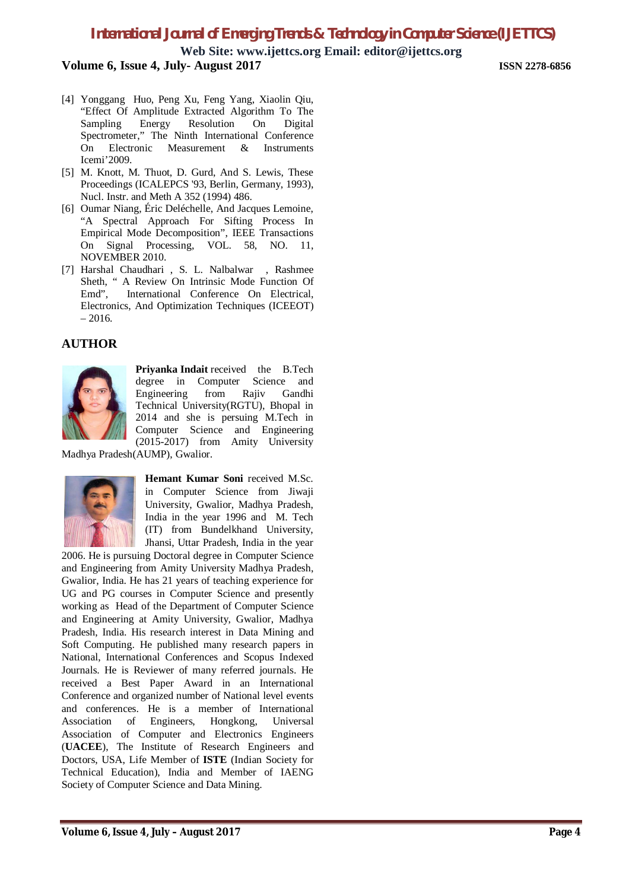[4] Yonggang Huo, Peng Xu, Feng Yang, Xiaolin Qiu, "Effect Of Amplitude Extracted Algorithm To The Sampling Energy Resolution On Digital Spectrometer," The Ninth International Conference On Electronic Measurement & Instruments Icemi'2009.

[5] M. Knott, M. Thuot, D. Gurd, And S. Lewis, These Proceedings (ICALEPCS '93, Berlin, Germany, 1993), Nucl. Instr. and Meth A 352 (1994) 486.

[6] Oumar Niang, Éric Deléchelle, And Jacques Lemoine, "A Spectral Approach For Sifting Process In Empirical Mode Decomposition", IEEE Transactions On Signal Processing, VOL. 58, NO. 11, NOVEMBER 2010.

[7] Harshal Chaudhari , S. L. Nalbalwar , Rashmee Sheth, " A Review On Intrinsic Mode Function Of Emd", International Conference On Electrical, Electronics, And Optimization Techniques (ICEEOT) – 2016.

## AUTHOR

**Priyanka Indait** received the B.Tech degree in Computer Science and Engineering from Rajiv Gandhi Technical University(RGTU), Bhopal in 2014 and she is persuing M.Tech in Computer Science and Engineering (2015-2017) from Amity University Madhya Pradesh(AUMP), Gwalior.

**Hemant Kumar Soni** received M.Sc. in Computer Science from Jiwaji University, Gwalior, Madhya Pradesh, India in the year 1996 and M. Tech (IT) from Bundelkhand University, Jhansi, Uttar Pradesh, India in the year 2006. He is pursuing Doctoral degree in Computer Science and Engineering from Amity University Madhya Pradesh, Gwalior, India. He has 21 years of teaching experience for UG and PG courses in Computer Science and presently working as Head of the Department of Computer Science and Engineering at Amity University, Gwalior, Madhya Pradesh, India. His research interest in Data Mining and Soft Computing. He published many research papers in National, International Conferences and Scopus Indexed Journals. He is Reviewer of many referred journals. He received a Best Paper Award in an International Conference and organized number of National level events and conferences. He is a member of International Association of Engineers, Hongkong, Universal Association of Computer and Electronics Engineers (**UACEE**), The Institute of Research Engineers and Doctors, USA, Life Member of **ISTE** (Indian Society for Technical Education), India and Member of IAENG Society of Computer Science and Data Mining.